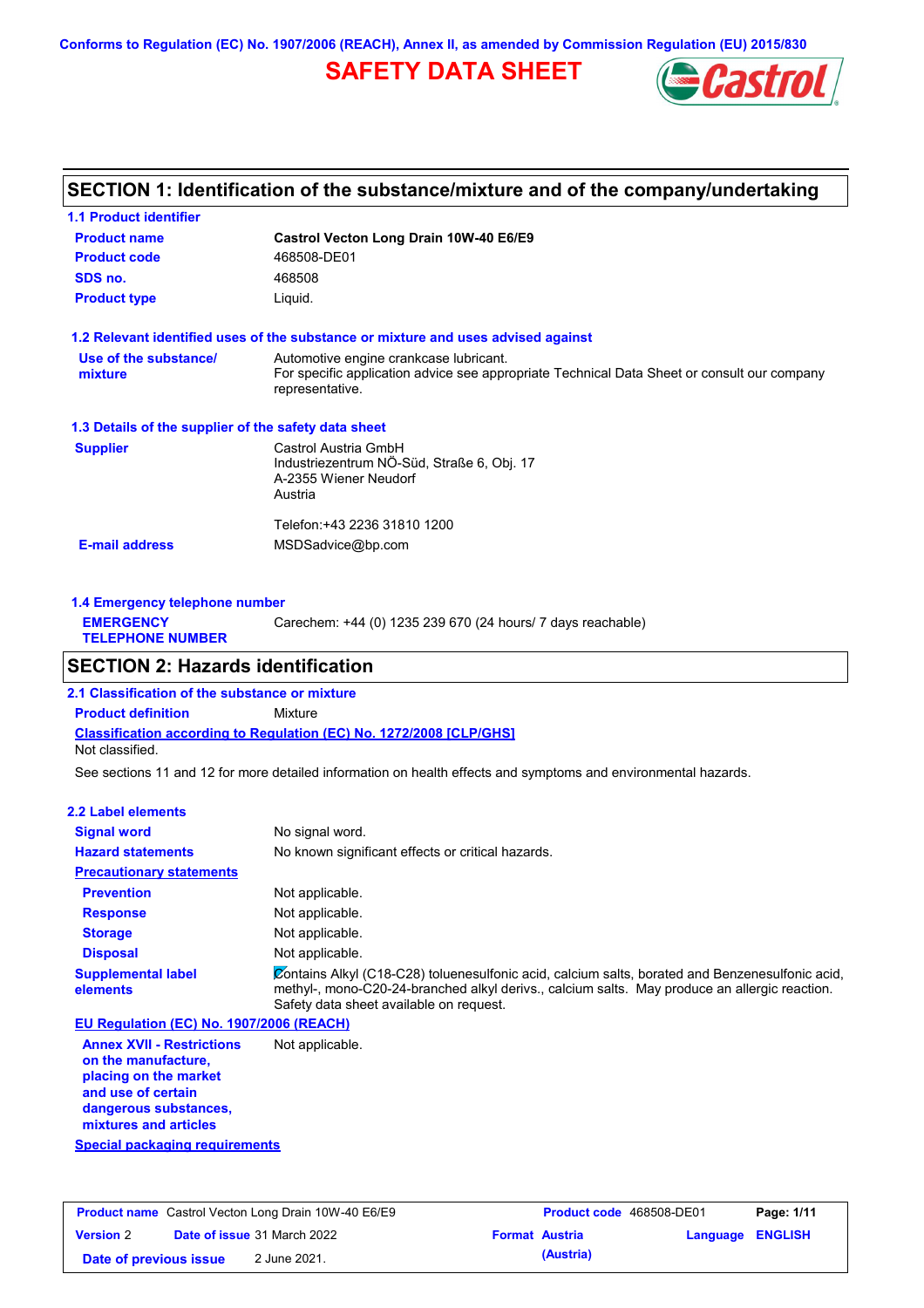Conforms to Regulation (EC) No. 1907/2006 (REACH), Annex II, as amended by Commission Regulation (EU) 2015/830

# SAFETY DATA SHEET

## SECTION 1: Identification of the substance/mixture and of the company/undertaking

### 1.1 Product identifier

| | |
|---|---|
| **Product name** | **Castrol Vecton Long Drain 10W-40 E6/E9** |
| **Product code** | 468508-DE01 |
| **SDS no.** | 468508 |
| **Product type** | Liquid. |

### 1.2 Relevant identified uses of the substance or mixture and uses advised against

| | |
|---|---|
| **Use of the substance/ mixture** | Automotive engine crankcase lubricant. For specific application advice see appropriate Technical Data Sheet or consult our company representative. |

### 1.3 Details of the supplier of the safety data sheet

| | |
|---|---|
| **Supplier** | Castrol Austria GmbH<br>Industriezentrum NÖ-Süd, Straße 6, Obj. 17<br>A-2355 Wiener Neudorf<br>Austria<br><br>Telefon:+43 2236 31810 1200 |
| **E-mail address** | MSDSadvice@bp.com |

### 1.4 Emergency telephone number

| | |
|---|---|
| **EMERGENCY TELEPHONE NUMBER** | Carechem: +44 (0) 1235 239 670 (24 hours/ 7 days reachable) |

## SECTION 2: Hazards identification

### 2.1 Classification of the substance or mixture

**Product definition** Mixture

**Classification according to Regulation (EC) No. 1272/2008 [CLP/GHS]**

Not classified.

See sections 11 and 12 for more detailed information on health effects and symptoms and environmental hazards.

### 2.2 Label elements

| | |
|---|---|
| **Signal word** | No signal word. |
| **Hazard statements** | No known significant effects or critical hazards. |
| **Precautionary statements** | |
| **Prevention** | Not applicable. |
| **Response** | Not applicable. |
| **Storage** | Not applicable. |
| **Disposal** | Not applicable. |
| **Supplemental label elements** | Contains Alkyl (C18-C28) toluenesulfonic acid, calcium salts, borated and Benzenesulfonic acid, methyl-, mono-C20-24-branched alkyl derivs., calcium salts. May produce an allergic reaction. Safety data sheet available on request. |

**EU Regulation (EC) No. 1907/2006 (REACH)**

| | |
|---|---|
| **Annex XVII - Restrictions on the manufacture, placing on the market and use of certain dangerous substances, mixtures and articles** | Not applicable. |

**Special packaging requirements**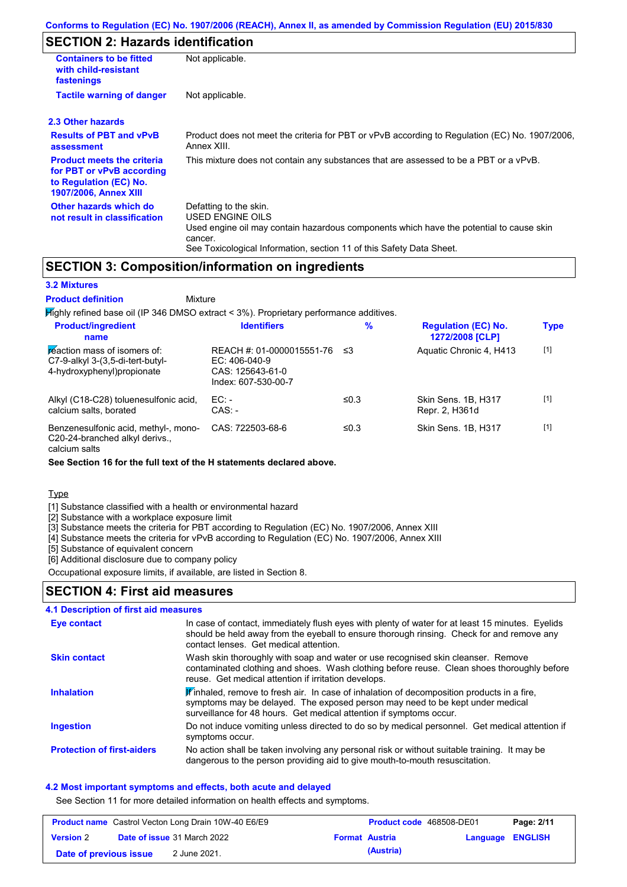## SECTION 2: Hazards identification

| | |
|---|---|
| **Containers to be fitted with child-resistant fastenings** | Not applicable. |
| **Tactile warning of danger** | Not applicable. |

### 2.3 Other hazards

| | |
|---|---|
| **Results of PBT and vPvB assessment** | Product does not meet the criteria for PBT or vPvB according to Regulation (EC) No. 1907/2006, Annex XIII. |
| **Product meets the criteria for PBT or vPvB according to Regulation (EC) No. 1907/2006, Annex XIII** | This mixture does not contain any substances that are assessed to be a PBT or a vPvB. |
| **Other hazards which do not result in classification** | Defatting to the skin. USED ENGINE OILS Used engine oil may contain hazardous components which have the potential to cause skin cancer. See Toxicological Information, section 11 of this Safety Data Sheet. |

## SECTION 3: Composition/information on ingredients

### 3.2 Mixtures

**Product definition** Mixture

Highly refined base oil (IP 346 DMSO extract < 3%). Proprietary performance additives.

| Product/ingredient name | Identifiers | % | Regulation (EC) No. 1272/2008 [CLP] | Type |
|---|---|---|---|---|
| reaction mass of isomers of: C7-9-alkyl 3-(3,5-di-tert-butyl-4-hydroxyphenyl)propionate | REACH #: 01-0000015551-76<br>EC: 406-040-9<br>CAS: 125643-61-0<br>Index: 607-530-00-7 | ≤3 | Aquatic Chronic 4, H413 | [1] |
| Alkyl (C18-C28) toluenesulfonic acid, calcium salts, borated | EC: -<br>CAS: - | ≤0.3 | Skin Sens. 1B, H317<br>Repr. 2, H361d | [1] |
| Benzenesulfonic acid, methyl-, mono-C20-24-branched alkyl derivs., calcium salts | CAS: 722503-68-6 | ≤0.3 | Skin Sens. 1B, H317 | [1] |

**See Section 16 for the full text of the H statements declared above.**

Type

[1] Substance classified with a health or environmental hazard
[2] Substance with a workplace exposure limit
[3] Substance meets the criteria for PBT according to Regulation (EC) No. 1907/2006, Annex XIII
[4] Substance meets the criteria for vPvB according to Regulation (EC) No. 1907/2006, Annex XIII
[5] Substance of equivalent concern
[6] Additional disclosure due to company policy

Occupational exposure limits, if available, are listed in Section 8.

## SECTION 4: First aid measures

### 4.1 Description of first aid measures

| | |
|---|---|
| **Eye contact** | In case of contact, immediately flush eyes with plenty of water for at least 15 minutes. Eyelids should be held away from the eyeball to ensure thorough rinsing. Check for and remove any contact lenses. Get medical attention. |
| **Skin contact** | Wash skin thoroughly with soap and water or use recognised skin cleanser. Remove contaminated clothing and shoes. Wash clothing before reuse. Clean shoes thoroughly before reuse. Get medical attention if irritation develops. |
| **Inhalation** | If inhaled, remove to fresh air. In case of inhalation of decomposition products in a fire, symptoms may be delayed. The exposed person may need to be kept under medical surveillance for 48 hours. Get medical attention if symptoms occur. |
| **Ingestion** | Do not induce vomiting unless directed to do so by medical personnel. Get medical attention if symptoms occur. |
| **Protection of first-aiders** | No action shall be taken involving any personal risk or without suitable training. It may be dangerous to the person providing aid to give mouth-to-mouth resuscitation. |

### 4.2 Most important symptoms and effects, both acute and delayed

See Section 11 for more detailed information on health effects and symptoms.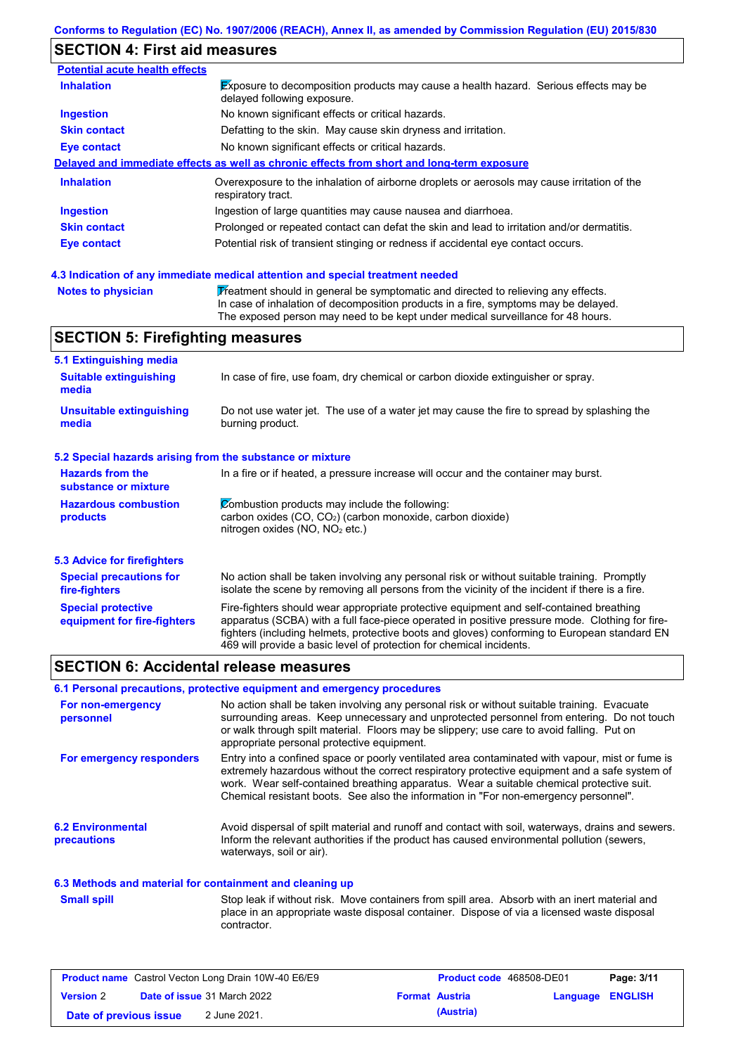## SECTION 4: First aid measures

**Potential acute health effects**

| | |
|---|---|
| **Inhalation** | Exposure to decomposition products may cause a health hazard. Serious effects may be delayed following exposure. |
| **Ingestion** | No known significant effects or critical hazards. |
| **Skin contact** | Defatting to the skin. May cause skin dryness and irritation. |
| **Eye contact** | No known significant effects or critical hazards. |

**Delayed and immediate effects as well as chronic effects from short and long-term exposure**

| | |
|---|---|
| **Inhalation** | Overexposure to the inhalation of airborne droplets or aerosols may cause irritation of the respiratory tract. |
| **Ingestion** | Ingestion of large quantities may cause nausea and diarrhoea. |
| **Skin contact** | Prolonged or repeated contact can defat the skin and lead to irritation and/or dermatitis. |
| **Eye contact** | Potential risk of transient stinging or redness if accidental eye contact occurs. |

### 4.3 Indication of any immediate medical attention and special treatment needed

| | |
|---|---|
| **Notes to physician** | Treatment should in general be symptomatic and directed to relieving any effects. In case of inhalation of decomposition products in a fire, symptoms may be delayed. The exposed person may need to be kept under medical surveillance for 48 hours. |

## SECTION 5: Firefighting measures

### 5.1 Extinguishing media

| | |
|---|---|
| **Suitable extinguishing media** | In case of fire, use foam, dry chemical or carbon dioxide extinguisher or spray. |
| **Unsuitable extinguishing media** | Do not use water jet. The use of a water jet may cause the fire to spread by splashing the burning product. |

### 5.2 Special hazards arising from the substance or mixture

| | |
|---|---|
| **Hazards from the substance or mixture** | In a fire or if heated, a pressure increase will occur and the container may burst. |
| **Hazardous combustion products** | Combustion products may include the following: carbon oxides (CO, $CO_2$) (carbon monoxide, carbon dioxide) nitrogen oxides (NO, $NO_2$ etc.) |

### 5.3 Advice for firefighters

| | |
|---|---|
| **Special precautions for fire-fighters** | No action shall be taken involving any personal risk or without suitable training. Promptly isolate the scene by removing all persons from the vicinity of the incident if there is a fire. |
| **Special protective equipment for fire-fighters** | Fire-fighters should wear appropriate protective equipment and self-contained breathing apparatus (SCBA) with a full face-piece operated in positive pressure mode. Clothing for fire-fighters (including helmets, protective boots and gloves) conforming to European standard EN 469 will provide a basic level of protection for chemical incidents. |

## SECTION 6: Accidental release measures

### 6.1 Personal precautions, protective equipment and emergency procedures

| | |
|---|---|
| **For non-emergency personnel** | No action shall be taken involving any personal risk or without suitable training. Evacuate surrounding areas. Keep unnecessary and unprotected personnel from entering. Do not touch or walk through spilt material. Floors may be slippery; use care to avoid falling. Put on appropriate personal protective equipment. |
| **For emergency responders** | Entry into a confined space or poorly ventilated area contaminated with vapour, mist or fume is extremely hazardous without the correct respiratory protective equipment and a safe system of work. Wear self-contained breathing apparatus. Wear a suitable chemical protective suit. Chemical resistant boots. See also the information in "For non-emergency personnel". |

| | |
|---|---|
| **6.2 Environmental precautions** | Avoid dispersal of spilt material and runoff and contact with soil, waterways, drains and sewers. Inform the relevant authorities if the product has caused environmental pollution (sewers, waterways, soil or air). |

### 6.3 Methods and material for containment and cleaning up

| | |
|---|---|
| **Small spill** | Stop leak if without risk. Move containers from spill area. Absorb with an inert material and place in an appropriate waste disposal container. Dispose of via a licensed waste disposal contractor. |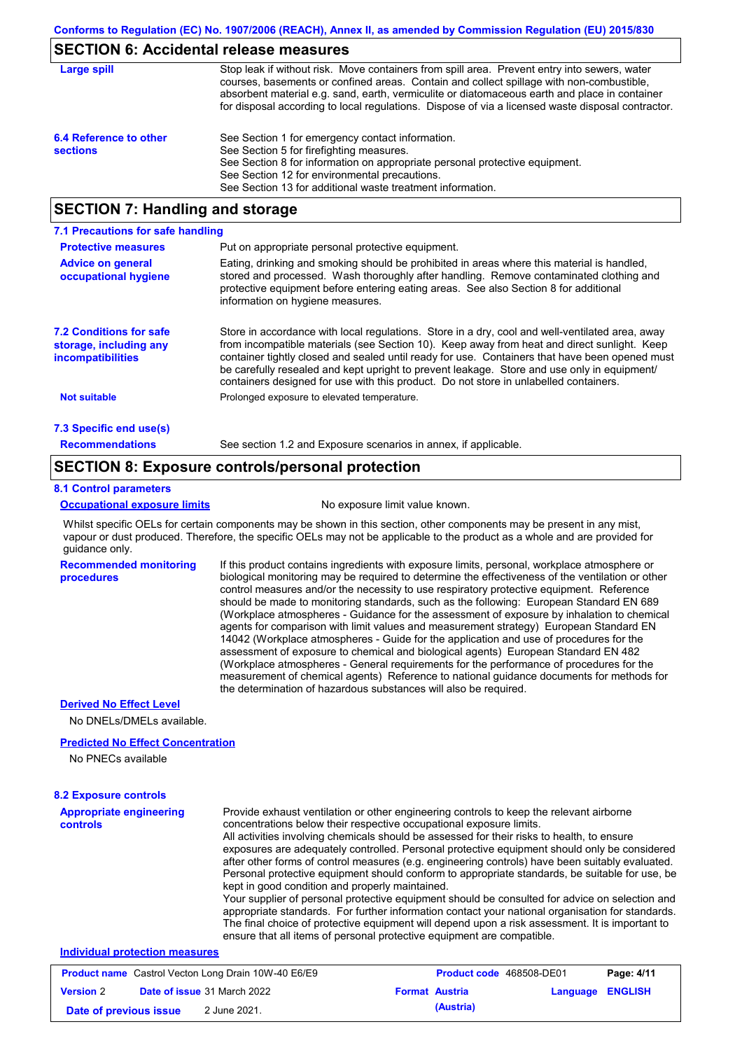## SECTION 6: Accidental release measures

**Large spill**

Stop leak if without risk. Move containers from spill area. Prevent entry into sewers, water courses, basements or confined areas. Contain and collect spillage with non-combustible, absorbent material e.g. sand, earth, vermiculite or diatomaceous earth and place in container for disposal according to local regulations. Dispose of via a licensed waste disposal contractor.

**6.4 Reference to other sections**

See Section 1 for emergency contact information.
See Section 5 for firefighting measures.
See Section 8 for information on appropriate personal protective equipment.
See Section 12 for environmental precautions.
See Section 13 for additional waste treatment information.

## SECTION 7: Handling and storage

### 7.1 Precautions for safe handling

**Protective measures**

Put on appropriate personal protective equipment.

**Advice on general occupational hygiene**

Eating, drinking and smoking should be prohibited in areas where this material is handled, stored and processed. Wash thoroughly after handling. Remove contaminated clothing and protective equipment before entering eating areas. See also Section 8 for additional information on hygiene measures.

**7.2 Conditions for safe storage, including any incompatibilities**

Store in accordance with local regulations. Store in a dry, cool and well-ventilated area, away from incompatible materials (see Section 10). Keep away from heat and direct sunlight. Keep container tightly closed and sealed until ready for use. Containers that have been opened must be carefully resealed and kept upright to prevent leakage. Store and use only in equipment/ containers designed for use with this product. Do not store in unlabelled containers.

**Not suitable**

Prolonged exposure to elevated temperature.

### 7.3 Specific end use(s)

**Recommendations**

See section 1.2 and Exposure scenarios in annex, if applicable.

## SECTION 8: Exposure controls/personal protection

### 8.1 Control parameters

**Occupational exposure limits**

No exposure limit value known.

Whilst specific OELs for certain components may be shown in this section, other components may be present in any mist, vapour or dust produced. Therefore, the specific OELs may not be applicable to the product as a whole and are provided for guidance only.

**Recommended monitoring procedures**

If this product contains ingredients with exposure limits, personal, workplace atmosphere or biological monitoring may be required to determine the effectiveness of the ventilation or other control measures and/or the necessity to use respiratory protective equipment. Reference should be made to monitoring standards, such as the following: European Standard EN 689 (Workplace atmospheres - Guidance for the assessment of exposure by inhalation to chemical agents for comparison with limit values and measurement strategy) European Standard EN 14042 (Workplace atmospheres - Guide for the application and use of procedures for the assessment of exposure to chemical and biological agents) European Standard EN 482 (Workplace atmospheres - General requirements for the performance of procedures for the measurement of chemical agents) Reference to national guidance documents for methods for the determination of hazardous substances will also be required.

**Derived No Effect Level**

No DNELs/DMELs available.

**Predicted No Effect Concentration**

No PNECs available

### 8.2 Exposure controls

**Appropriate engineering controls**

Provide exhaust ventilation or other engineering controls to keep the relevant airborne concentrations below their respective occupational exposure limits.
All activities involving chemicals should be assessed for their risks to health, to ensure exposures are adequately controlled. Personal protective equipment should only be considered after other forms of control measures (e.g. engineering controls) have been suitably evaluated. Personal protective equipment should conform to appropriate standards, be suitable for use, be kept in good condition and properly maintained.
Your supplier of personal protective equipment should be consulted for advice on selection and appropriate standards. For further information contact your national organisation for standards. The final choice of protective equipment will depend upon a risk assessment. It is important to ensure that all items of personal protective equipment are compatible.

**Individual protection measures**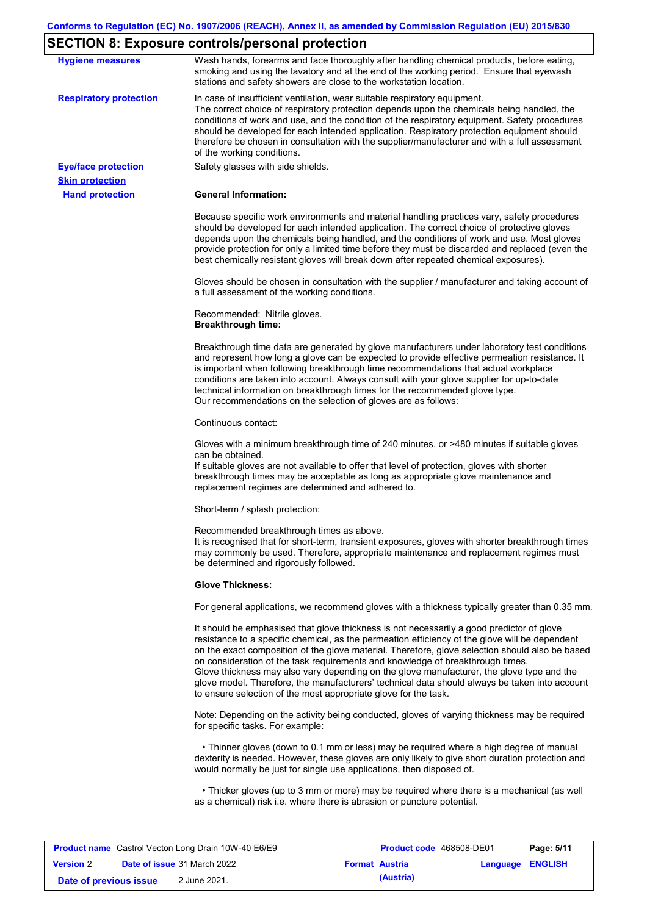## SECTION 8: Exposure controls/personal protection

**Hygiene measures**

Wash hands, forearms and face thoroughly after handling chemical products, before eating, smoking and using the lavatory and at the end of the working period. Ensure that eyewash stations and safety showers are close to the workstation location.

**Respiratory protection**

In case of insufficient ventilation, wear suitable respiratory equipment.
The correct choice of respiratory protection depends upon the chemicals being handled, the conditions of work and use, and the condition of the respiratory equipment. Safety procedures should be developed for each intended application. Respiratory protection equipment should therefore be chosen in consultation with the supplier/manufacturer and with a full assessment of the working conditions.

**Eye/face protection**

Safety glasses with side shields.

**Skin protection**

**Hand protection**

**General Information:**

Because specific work environments and material handling practices vary, safety procedures should be developed for each intended application. The correct choice of protective gloves depends upon the chemicals being handled, and the conditions of work and use. Most gloves provide protection for only a limited time before they must be discarded and replaced (even the best chemically resistant gloves will break down after repeated chemical exposures).

Gloves should be chosen in consultation with the supplier / manufacturer and taking account of a full assessment of the working conditions.

Recommended: Nitrile gloves.
**Breakthrough time:**

Breakthrough time data are generated by glove manufacturers under laboratory test conditions and represent how long a glove can be expected to provide effective permeation resistance. It is important when following breakthrough time recommendations that actual workplace conditions are taken into account. Always consult with your glove supplier for up-to-date technical information on breakthrough times for the recommended glove type.
Our recommendations on the selection of gloves are as follows:

Continuous contact:

Gloves with a minimum breakthrough time of 240 minutes, or >480 minutes if suitable gloves can be obtained.
If suitable gloves are not available to offer that level of protection, gloves with shorter breakthrough times may be acceptable as long as appropriate glove maintenance and replacement regimes are determined and adhered to.

Short-term / splash protection:

Recommended breakthrough times as above.
It is recognised that for short-term, transient exposures, gloves with shorter breakthrough times may commonly be used. Therefore, appropriate maintenance and replacement regimes must be determined and rigorously followed.

**Glove Thickness:**

For general applications, we recommend gloves with a thickness typically greater than 0.35 mm.

It should be emphasised that glove thickness is not necessarily a good predictor of glove resistance to a specific chemical, as the permeation efficiency of the glove will be dependent on the exact composition of the glove material. Therefore, glove selection should also be based on consideration of the task requirements and knowledge of breakthrough times.
Glove thickness may also vary depending on the glove manufacturer, the glove type and the glove model. Therefore, the manufacturers' technical data should always be taken into account to ensure selection of the most appropriate glove for the task.

Note: Depending on the activity being conducted, gloves of varying thickness may be required for specific tasks. For example:

- Thinner gloves (down to 0.1 mm or less) may be required where a high degree of manual dexterity is needed. However, these gloves are only likely to give short duration protection and would normally be just for single use applications, then disposed of.

- Thicker gloves (up to 3 mm or more) may be required where there is a mechanical (as well as a chemical) risk i.e. where there is abrasion or puncture potential.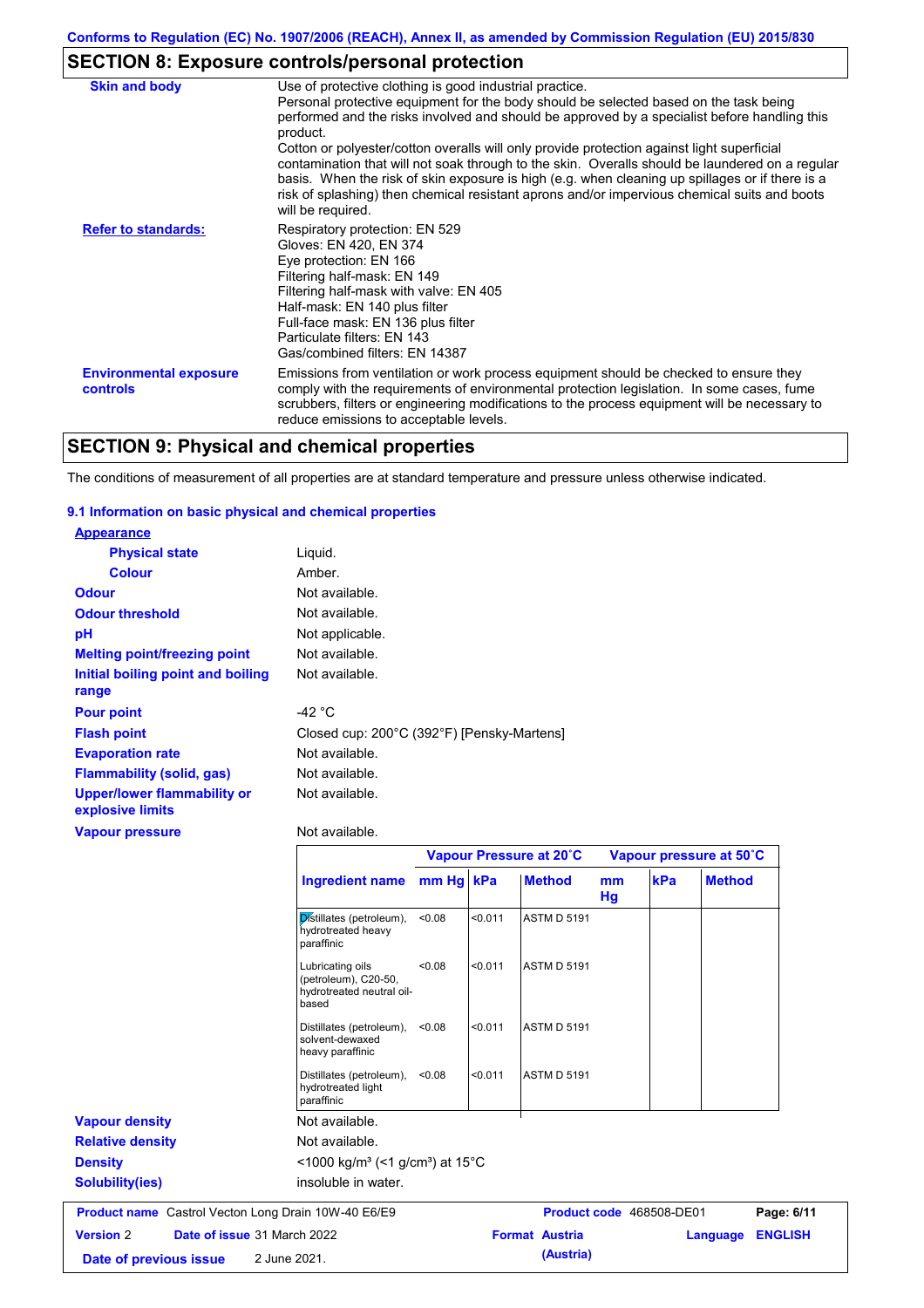## SECTION 8: Exposure controls/personal protection

| | |
|---|---|
| **Skin and body** | Use of protective clothing is good industrial practice. Personal protective equipment for the body should be selected based on the task being performed and the risks involved and should be approved by a specialist before handling this product. Cotton or polyester/cotton overalls will only provide protection against light superficial contamination that will not soak through to the skin. Overalls should be laundered on a regular basis. When the risk of skin exposure is high (e.g. when cleaning up spillages or if there is a risk of splashing) then chemical resistant aprons and/or impervious chemical suits and boots will be required. |
| **Refer to standards:** | Respiratory protection: EN 529<br>Gloves: EN 420, EN 374<br>Eye protection: EN 166<br>Filtering half-mask: EN 149<br>Filtering half-mask with valve: EN 405<br>Half-mask: EN 140 plus filter<br>Full-face mask: EN 136 plus filter<br>Particulate filters: EN 143<br>Gas/combined filters: EN 14387 |
| **Environmental exposure controls** | Emissions from ventilation or work process equipment should be checked to ensure they comply with the requirements of environmental protection legislation. In some cases, fume scrubbers, filters or engineering modifications to the process equipment will be necessary to reduce emissions to acceptable levels. |

## SECTION 9: Physical and chemical properties

The conditions of measurement of all properties are at standard temperature and pressure unless otherwise indicated.

### 9.1 Information on basic physical and chemical properties

**Appearance**

- **Physical state**: Liquid.
- **Colour**: Amber.

**Odour**: Not available.

**Odour threshold**: Not available.

**pH**: Not applicable.

**Melting point/freezing point**: Not available.

**Initial boiling point and boiling range**: Not available.

**Pour point**: -42 °C

**Flash point**: Closed cup: 200°C (392°F) [Pensky-Martens]

**Evaporation rate**: Not available.

**Flammability (solid, gas)**: Not available.

**Upper/lower flammability or explosive limits**: Not available.

**Vapour pressure**: Not available.

| Ingredient name | Vapour Pressure at 20˚C | | | Vapour pressure at 50˚C | | |
|---|---|---|---|---|---|---|
| | mm Hg | kPa | Method | mm Hg | kPa | Method |
| Distillates (petroleum), hydrotreated heavy paraffinic | <0.08 | <0.011 | ASTM D 5191 | | | |
| Lubricating oils (petroleum), C20-50, hydrotreated neutral oil-based | <0.08 | <0.011 | ASTM D 5191 | | | |
| Distillates (petroleum), solvent-dewaxed heavy paraffinic | <0.08 | <0.011 | ASTM D 5191 | | | |
| Distillates (petroleum), hydrotreated light paraffinic | <0.08 | <0.011 | ASTM D 5191 | | | |

**Vapour density**: Not available.

**Relative density**: Not available.

**Density**: <1000 kg/m³ (<1 g/cm³) at 15°C

**Solubility(ies)**: insoluble in water.

| | | | |
|---|---|---|---|
| **Product name** Castrol Vecton Long Drain 10W-40 E6/E9 | | **Product code** 468508-DE01 | |
| **Version** 2 | **Date of issue** 31 March 2022 | **Format** Austria (Austria) | **Language** ENGLISH |
| **Date of previous issue** 2 June 2021. | | | |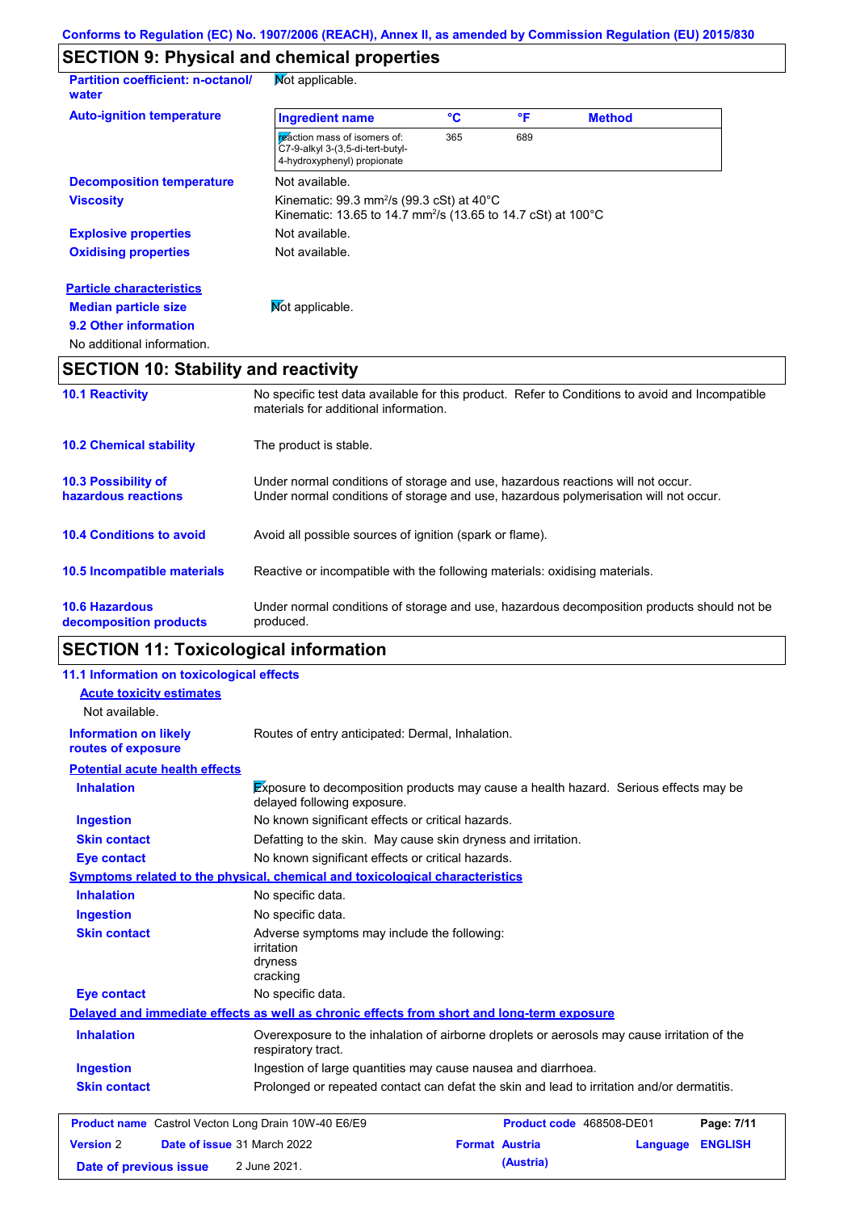## SECTION 9: Physical and chemical properties

**Partition coefficient: n-octanol/ water** Not applicable.

**Auto-ignition temperature**

| Ingredient name | °C | °F | Method |
|---|---|---|---|
| reaction mass of isomers of: C7-9-alkyl 3-(3,5-di-tert-butyl-4-hydroxyphenyl) propionate | 365 | 689 | |

**Decomposition temperature** Not available.

**Viscosity** Kinematic: 99.3 $mm^2/s$ (99.3 cSt) at 40°C
Kinematic: 13.65 to 14.7 $mm^2/s$ (13.65 to 14.7 cSt) at 100°C

**Explosive properties** Not available.

**Oxidising properties** Not available.

**Particle characteristics**

**Median particle size** Not applicable.

**9.2 Other information**

No additional information.

## SECTION 10: Stability and reactivity

**10.1 Reactivity** No specific test data available for this product. Refer to Conditions to avoid and Incompatible materials for additional information.

**10.2 Chemical stability** The product is stable.

**10.3 Possibility of hazardous reactions** Under normal conditions of storage and use, hazardous reactions will not occur.
Under normal conditions of storage and use, hazardous polymerisation will not occur.

**10.4 Conditions to avoid** Avoid all possible sources of ignition (spark or flame).

**10.5 Incompatible materials** Reactive or incompatible with the following materials: oxidising materials.

**10.6 Hazardous decomposition products** Under normal conditions of storage and use, hazardous decomposition products should not be produced.

## SECTION 11: Toxicological information

**11.1 Information on toxicological effects**

**Acute toxicity estimates**

Not available.

**Information on likely routes of exposure** Routes of entry anticipated: Dermal, Inhalation.

**Potential acute health effects**

**Inhalation** Exposure to decomposition products may cause a health hazard. Serious effects may be delayed following exposure.

**Ingestion** No known significant effects or critical hazards.

**Skin contact** Defatting to the skin. May cause skin dryness and irritation.

**Eye contact** No known significant effects or critical hazards.

**Symptoms related to the physical, chemical and toxicological characteristics**

**Inhalation** No specific data.

**Ingestion** No specific data.

**Skin contact** Adverse symptoms may include the following:
irritation
dryness
cracking

**Eye contact** No specific data.

**Delayed and immediate effects as well as chronic effects from short and long-term exposure**

**Inhalation** Overexposure to the inhalation of airborne droplets or aerosols may cause irritation of the respiratory tract.

**Ingestion** Ingestion of large quantities may cause nausea and diarrhoea.

**Skin contact** Prolonged or repeated contact can defat the skin and lead to irritation and/or dermatitis.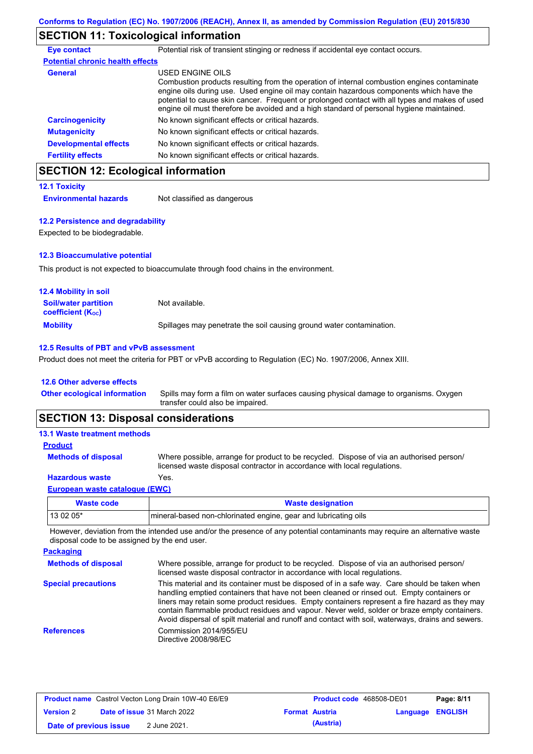## SECTION 11: Toxicological information

**Eye contact**: Potential risk of transient stinging or redness if accidental eye contact occurs.

**Potential chronic health effects**

**General**: USED ENGINE OILS
Combustion products resulting from the operation of internal combustion engines contaminate engine oils during use. Used engine oil may contain hazardous components which have the potential to cause skin cancer. Frequent or prolonged contact with all types and makes of used engine oil must therefore be avoided and a high standard of personal hygiene maintained.

**Carcinogenicity**: No known significant effects or critical hazards.

**Mutagenicity**: No known significant effects or critical hazards.

**Developmental effects**: No known significant effects or critical hazards.

**Fertility effects**: No known significant effects or critical hazards.

## SECTION 12: Ecological information

### 12.1 Toxicity

**Environmental hazards**: Not classified as dangerous

### 12.2 Persistence and degradability

Expected to be biodegradable.

### 12.3 Bioaccumulative potential

This product is not expected to bioaccumulate through food chains in the environment.

### 12.4 Mobility in soil

**Soil/water partition coefficient ($K_{OC}$)**: Not available.

**Mobility**: Spillages may penetrate the soil causing ground water contamination.

### 12.5 Results of PBT and vPvB assessment

Product does not meet the criteria for PBT or vPvB according to Regulation (EC) No. 1907/2006, Annex XIII.

### 12.6 Other adverse effects

**Other ecological information**: Spills may form a film on water surfaces causing physical damage to organisms. Oxygen transfer could also be impaired.

## SECTION 13: Disposal considerations

### 13.1 Waste treatment methods

**Product**

**Methods of disposal**: Where possible, arrange for product to be recycled. Dispose of via an authorised person/ licensed waste disposal contractor in accordance with local regulations.

**Hazardous waste**: Yes.

**European waste catalogue (EWC)**

| Waste code | Waste designation |
|---|---|
| 13 02 05* | mineral-based non-chlorinated engine, gear and lubricating oils |

However, deviation from the intended use and/or the presence of any potential contaminants may require an alternative waste disposal code to be assigned by the end user.

**Packaging**

**Methods of disposal**: Where possible, arrange for product to be recycled. Dispose of via an authorised person/ licensed waste disposal contractor in accordance with local regulations.

**Special precautions**: This material and its container must be disposed of in a safe way. Care should be taken when handling emptied containers that have not been cleaned or rinsed out. Empty containers or liners may retain some product residues. Empty containers represent a fire hazard as they may contain flammable product residues and vapour. Never weld, solder or braze empty containers. Avoid dispersal of spilt material and runoff and contact with soil, waterways, drains and sewers.

**References**: Commission 2014/955/EU
Directive 2008/98/EC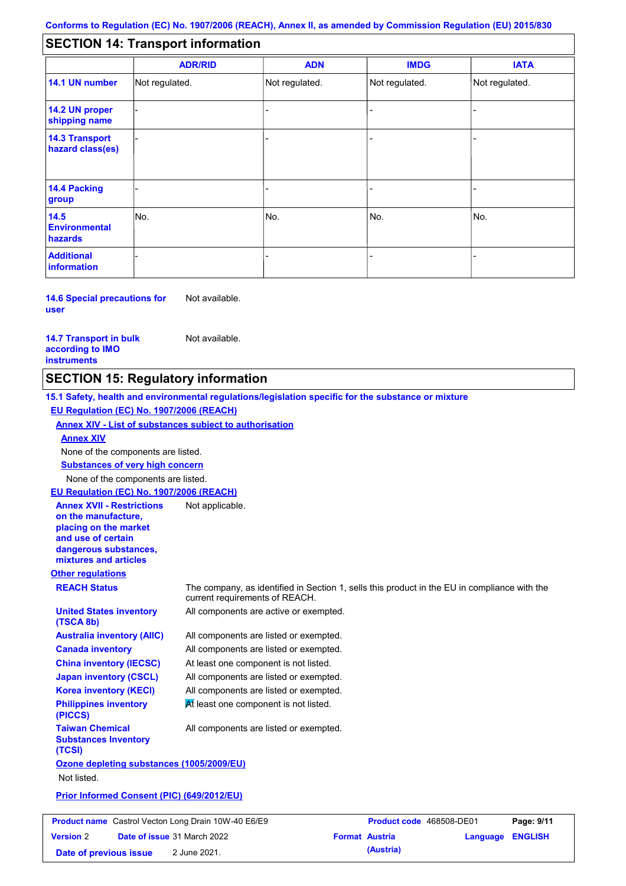Conforms to Regulation (EC) No. 1907/2006 (REACH), Annex II, as amended by Commission Regulation (EU) 2015/830

## SECTION 14: Transport information

| | ADR/RID | ADN | IMDG | IATA |
|---|---|---|---|---|
| **14.1 UN number** | Not regulated. | Not regulated. | Not regulated. | Not regulated. |
| **14.2 UN proper shipping name** | - | - | - | - |
| **14.3 Transport hazard class(es)** | - | - | - | - |
| **14.4 Packing group** | - | - | - | - |
| **14.5 Environmental hazards** | No. | No. | No. | No. |
| **Additional information** | - | - | - | - |

**14.6 Special precautions for user** Not available.

**14.7 Transport in bulk according to IMO instruments** Not available.

## SECTION 15: Regulatory information

**15.1 Safety, health and environmental regulations/legislation specific for the substance or mixture**

**EU Regulation (EC) No. 1907/2006 (REACH)**

**Annex XIV - List of substances subject to authorisation**

**Annex XIV**

None of the components are listed.

**Substances of very high concern**

None of the components are listed.

**EU Regulation (EC) No. 1907/2006 (REACH)**

**Annex XVII - Restrictions on the manufacture, placing on the market and use of certain dangerous substances, mixtures and articles** Not applicable.

**Other regulations**

**REACH Status** The company, as identified in Section 1, sells this product in the EU in compliance with the current requirements of REACH.

**United States inventory (TSCA 8b)** All components are active or exempted.

**Australia inventory (AIIC)** All components are listed or exempted.

**Canada inventory** All components are listed or exempted.

**China inventory (IECSC)** At least one component is not listed.

**Japan inventory (CSCL)** All components are listed or exempted.

**Korea inventory (KECI)** All components are listed or exempted.

**Philippines inventory (PICCS)** At least one component is not listed.

**Taiwan Chemical Substances Inventory (TCSI)** All components are listed or exempted.

**Ozone depleting substances (1005/2009/EU)**

Not listed.

**Prior Informed Consent (PIC) (649/2012/EU)**

| **Product name** Castrol Vecton Long Drain 10W-40 E6/E9 | **Product code** 468508-DE01 | |
|---|---|---|
| **Version** 2 **Date of issue** 31 March 2022 | **Format** Austria | **Language** ENGLISH |
| **Date of previous issue** 2 June 2021. | (Austria) | |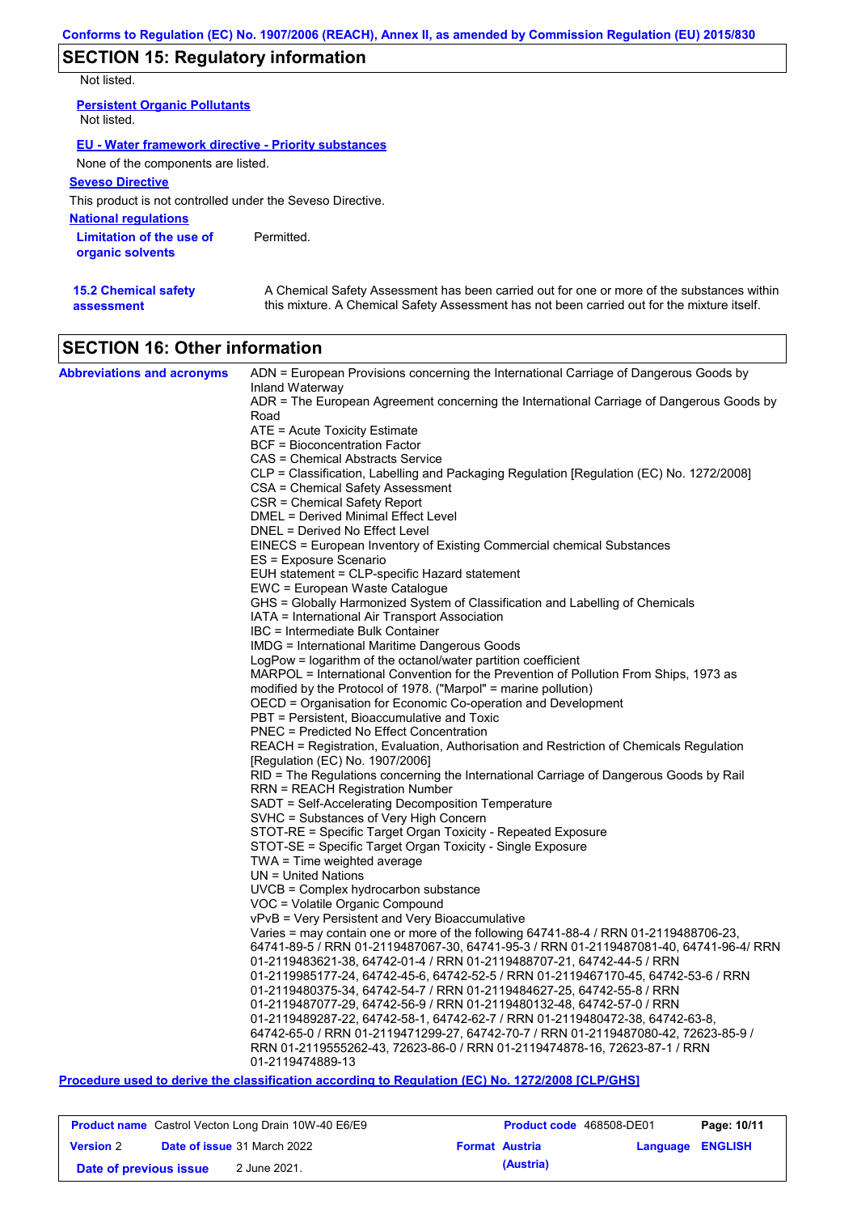## SECTION 15: Regulatory information

Not listed.

**Persistent Organic Pollutants**

Not listed.

**EU - Water framework directive - Priority substances**

None of the components are listed.

**Seveso Directive**

This product is not controlled under the Seveso Directive.

**National regulations**

**Limitation of the use of organic solvents**: Permitted.

**15.2 Chemical safety assessment**: A Chemical Safety Assessment has been carried out for one or more of the substances within this mixture. A Chemical Safety Assessment has not been carried out for the mixture itself.

## SECTION 16: Other information

**Abbreviations and acronyms**

ADN = European Provisions concerning the International Carriage of Dangerous Goods by Inland Waterway
ADR = The European Agreement concerning the International Carriage of Dangerous Goods by Road
ATE = Acute Toxicity Estimate
BCF = Bioconcentration Factor
CAS = Chemical Abstracts Service
CLP = Classification, Labelling and Packaging Regulation [Regulation (EC) No. 1272/2008]
CSA = Chemical Safety Assessment
CSR = Chemical Safety Report
DMEL = Derived Minimal Effect Level
DNEL = Derived No Effect Level
EINECS = European Inventory of Existing Commercial chemical Substances
ES = Exposure Scenario
EUH statement = CLP-specific Hazard statement
EWC = European Waste Catalogue
GHS = Globally Harmonized System of Classification and Labelling of Chemicals
IATA = International Air Transport Association
IBC = Intermediate Bulk Container
IMDG = International Maritime Dangerous Goods
LogPow = logarithm of the octanol/water partition coefficient
MARPOL = International Convention for the Prevention of Pollution From Ships, 1973 as modified by the Protocol of 1978. ("Marpol" = marine pollution)
OECD = Organisation for Economic Co-operation and Development
PBT = Persistent, Bioaccumulative and Toxic
PNEC = Predicted No Effect Concentration
REACH = Registration, Evaluation, Authorisation and Restriction of Chemicals Regulation [Regulation (EC) No. 1907/2006]
RID = The Regulations concerning the International Carriage of Dangerous Goods by Rail
RRN = REACH Registration Number
SADT = Self-Accelerating Decomposition Temperature
SVHC = Substances of Very High Concern
STOT-RE = Specific Target Organ Toxicity - Repeated Exposure
STOT-SE = Specific Target Organ Toxicity - Single Exposure
TWA = Time weighted average
UN = United Nations
UVCB = Complex hydrocarbon substance
VOC = Volatile Organic Compound
vPvB = Very Persistent and Very Bioaccumulative
Varies = may contain one or more of the following 64741-88-4 / RRN 01-2119488706-23, 64741-89-5 / RRN 01-2119487067-30, 64741-95-3 / RRN 01-2119487081-40, 64741-96-4/ RRN 01-2119483621-38, 64742-01-4 / RRN 01-2119488707-21, 64742-44-5 / RRN 01-2119985177-24, 64742-45-6, 64742-52-5 / RRN 01-2119467170-45, 64742-53-6 / RRN 01-2119480375-34, 64742-54-7 / RRN 01-2119484627-25, 64742-55-8 / RRN 01-2119487077-29, 64742-56-9 / RRN 01-2119480132-48, 64742-57-0 / RRN 01-2119489287-22, 64742-58-1, 64742-62-7 / RRN 01-2119480472-38, 64742-63-8, 64742-65-0 / RRN 01-2119471299-27, 64742-70-7 / RRN 01-2119487080-42, 72623-85-9 / RRN 01-2119555262-43, 72623-86-0 / RRN 01-2119474878-16, 72623-87-1 / RRN 01-2119474889-13

**Procedure used to derive the classification according to Regulation (EC) No. 1272/2008 [CLP/GHS]**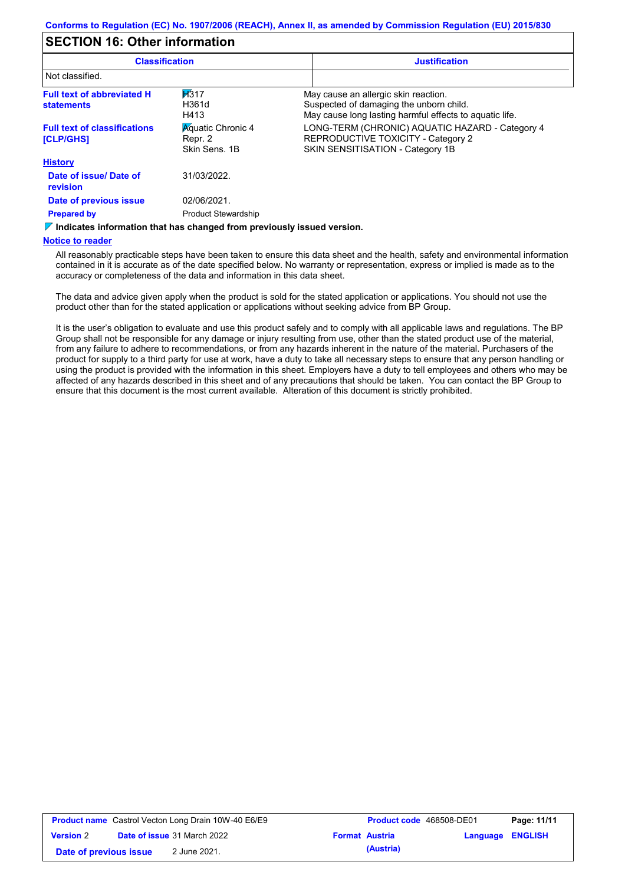## SECTION 16: Other information

| Classification | Justification |
| --- | --- |
| Not classified. | |

| | | |
| --- | --- | --- |
| **Full text of abbreviated H statements** | H317<br>H361d<br>H413 | May cause an allergic skin reaction.<br>Suspected of damaging the unborn child.<br>May cause long lasting harmful effects to aquatic life. |
| **Full text of classifications [CLP/GHS]** | Aquatic Chronic 4<br>Repr. 2<br>Skin Sens. 1B | LONG-TERM (CHRONIC) AQUATIC HAZARD - Category 4<br>REPRODUCTIVE TOXICITY - Category 2<br>SKIN SENSITISATION - Category 1B |

**History**

| | |
| --- | --- |
| **Date of issue/ Date of revision** | 31/03/2022. |
| **Date of previous issue** | 02/06/2021. |
| **Prepared by** | Product Stewardship |

**Indicates information that has changed from previously issued version.**

**Notice to reader**

All reasonably practicable steps have been taken to ensure this data sheet and the health, safety and environmental information contained in it is accurate as of the date specified below. No warranty or representation, express or implied is made as to the accuracy or completeness of the data and information in this data sheet.

The data and advice given apply when the product is sold for the stated application or applications. You should not use the product other than for the stated application or applications without seeking advice from BP Group.

It is the user's obligation to evaluate and use this product safely and to comply with all applicable laws and regulations. The BP Group shall not be responsible for any damage or injury resulting from use, other than the stated product use of the material, from any failure to adhere to recommendations, or from any hazards inherent in the nature of the material. Purchasers of the product for supply to a third party for use at work, have a duty to take all necessary steps to ensure that any person handling or using the product is provided with the information in this sheet. Employers have a duty to tell employees and others who may be affected of any hazards described in this sheet and of any precautions that should be taken. You can contact the BP Group to ensure that this document is the most current available. Alteration of this document is strictly prohibited.